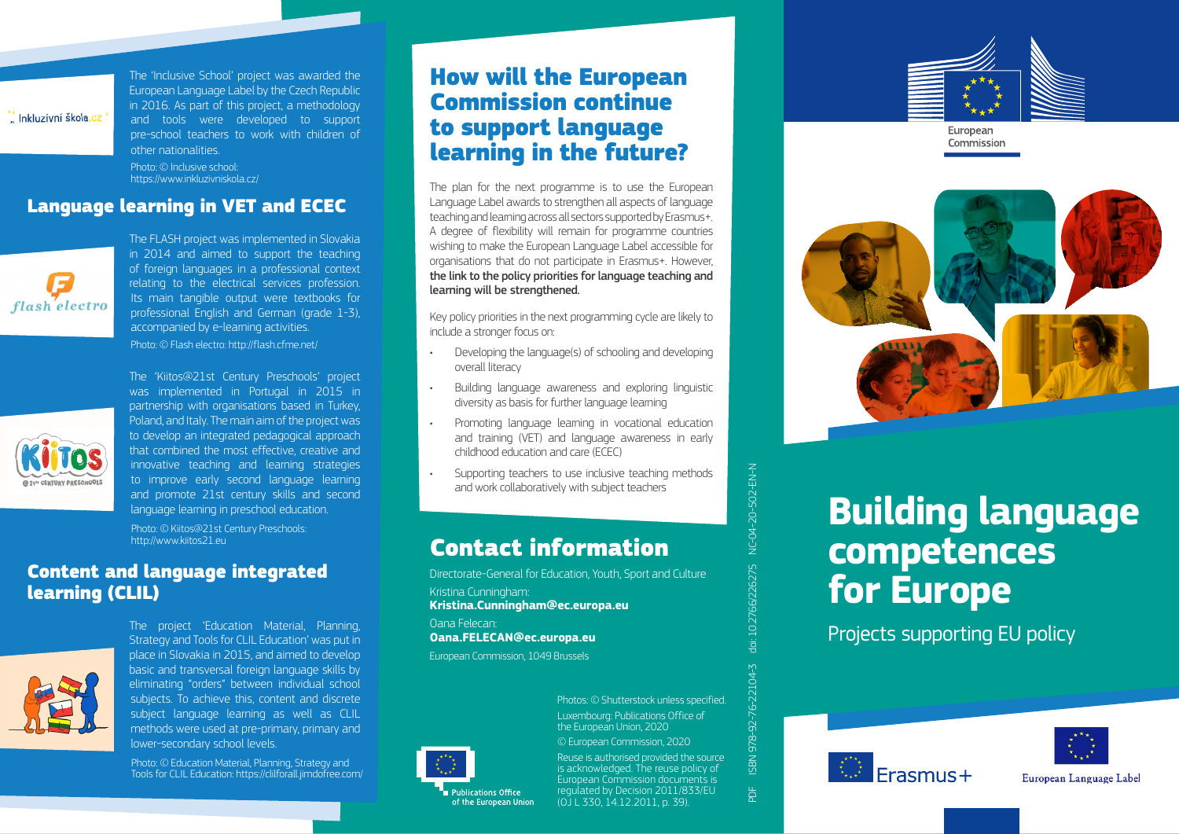Inkluzivní škola.cz

The 'Inclusive School' project was awarded the European Language Label by the Czech Republic in 2016. As part of this project, a methodology and tools were developed to support pre-school teachers to work with children of other nationalities.

Photo: © Inclusive school: https://www.inkluzivniskola.cz/

## Language learning in VET and ECEC

flash electro

The FLASH project was implemented in Slovakia in 2014 and aimed to support the teaching of foreign languages in a professional context relating to the electrical services profession. Its main tangible output were textbooks for professional English and German (grade 1-3), accompanied by e-learning activities.

Photo: © Flash electro: http://flash.cfme.net/

KiiTOS @21st CENTURY PRESCHOOLS

The 'Kiitos@21st Century Preschools' project was implemented in Portugal in 2015 in partnership with organisations based in Turkey, Poland, and Italy. The main aim of the project was to develop an integrated pedagogical approach that combined the most effective, creative and innovative teaching and learning strategies to improve early second language learning and promote 21st century skills and second language learning in preschool education.

Photo: © Kiitos@21st Century Preschools: http://www.kiitos21.eu

## Content and language integrated learning (CLIL)

The project 'Education Material, Planning, Strategy and Tools for CLIL Education' was put in place in Slovakia in 2015, and aimed to develop basic and transversal foreign language skills by eliminating "orders" between individual school subjects. To achieve this, content and discrete subject language learning as well as CLIL methods were used at pre-primary, primary and lower-secondary school levels.

Photo: © Education Material, Planning, Strategy and Tools for CLIL Education: https://clilforall.jimdofree.com/

## How will the European Commission continue to support language learning in the future?

The plan for the next programme is to use the European Language Label awards to strengthen all aspects of language teaching and learning across all sectors supported by Erasmus+. A degree of flexibility will remain for programme countries wishing to make the European Language Label accessible for organisations that do not participate in Erasmus+. However, **the link to the policy priorities for language teaching and learning will be strengthened.**

Key policy priorities in the next programming cycle are likely to include a stronger focus on:

- Developing the language(s) of schooling and developing overall literacy
- Building language awareness and exploring linguistic diversity as basis for further language learning
- Promoting language learning in vocational education and training (VET) and language awareness in early childhood education and care (ECEC)
- Supporting teachers to use inclusive teaching methods and work collaboratively with subject teachers

## Contact information

Directorate-General for Education, Youth, Sport and Culture

Kristina Cunningham:
**Kristina.Cunningham@ec.europa.eu**

Oana Felecan:
**Oana.FELECAN@ec.europa.eu**

European Commission, 1049 Brussels

Publications Office of the European Union

Photos: © Shutterstock unless specified.

Luxembourg: Publications Office of the European Union, 2020

© European Commission, 2020

Reuse is authorised provided the source is acknowledged. The reuse policy of European Commission documents is regulated by Decision 2011/833/EU (OJ L 330, 14.12.2011, p. 39).

PDF ISBN 978-92-76-22104-3 doi: 10.2766/226275 NC-04-20-502-EN-N

European Commission

# Building language competences for Europe

Projects supporting EU policy

Erasmus+

European Language Label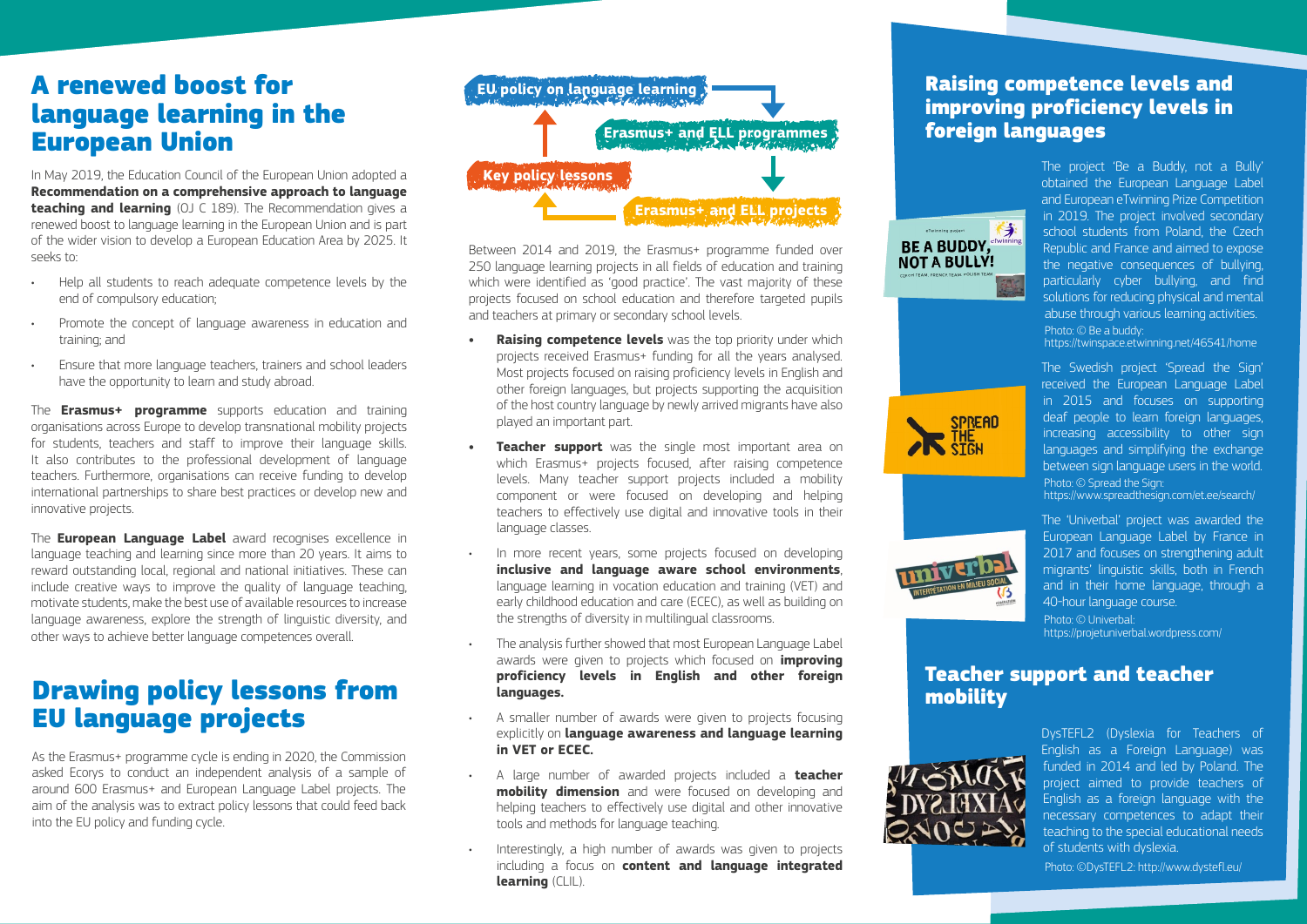# A renewed boost for language learning in the European Union

In May 2019, the Education Council of the European Union adopted a **Recommendation on a comprehensive approach to language teaching and learning** (OJ C 189). The Recommendation gives a renewed boost to language learning in the European Union and is part of the wider vision to develop a European Education Area by 2025. It seeks to:

- Help all students to reach adequate competence levels by the end of compulsory education;
- Promote the concept of language awareness in education and training; and
- Ensure that more language teachers, trainers and school leaders have the opportunity to learn and study abroad.

The **Erasmus+ programme** supports education and training organisations across Europe to develop transnational mobility projects for students, teachers and staff to improve their language skills. It also contributes to the professional development of language teachers. Furthermore, organisations can receive funding to develop international partnerships to share best practices or develop new and innovative projects.

The **European Language Label** award recognises excellence in language teaching and learning since more than 20 years. It aims to reward outstanding local, regional and national initiatives. These can include creative ways to improve the quality of language teaching, motivate students, make the best use of available resources to increase language awareness, explore the strength of linguistic diversity, and other ways to achieve better language competences overall.

# Drawing policy lessons from EU language projects

As the Erasmus+ programme cycle is ending in 2020, the Commission asked Ecorys to conduct an independent analysis of a sample of around 600 Erasmus+ and European Language Label projects. The aim of the analysis was to extract policy lessons that could feed back into the EU policy and funding cycle.

EU policy on language learning

Erasmus+ and ELL programmes

Erasmus+ and ELL projects

Key policy lessons

Between 2014 and 2019, the Erasmus+ programme funded over 250 language learning projects in all fields of education and training which were identified as 'good practice'. The vast majority of these projects focused on school education and therefore targeted pupils and teachers at primary or secondary school levels.

- **Raising competence levels** was the top priority under which projects received Erasmus+ funding for all the years analysed. Most projects focused on raising proficiency levels in English and other foreign languages, but projects supporting the acquisition of the host country language by newly arrived migrants have also played an important part.
- **Teacher support** was the single most important area on which Erasmus+ projects focused, after raising competence levels. Many teacher support projects included a mobility component or were focused on developing and helping teachers to effectively use digital and innovative tools in their language classes.
- In more recent years, some projects focused on developing **inclusive and language aware school environments**, language learning in vocation education and training (VET) and early childhood education and care (ECEC), as well as building on the strengths of diversity in multilingual classrooms.
- The analysis further showed that most European Language Label awards were given to projects which focused on **improving proficiency levels in English and other foreign languages.**
- A smaller number of awards were given to projects focusing explicitly on **language awareness and language learning in VET or ECEC.**
- A large number of awarded projects included a **teacher mobility dimension** and were focused on developing and helping teachers to effectively use digital and other innovative tools and methods for language teaching.
- Interestingly, a high number of awards was given to projects including a focus on **content and language integrated learning** (CLIL).

## Raising competence levels and improving proficiency levels in foreign languages

The project 'Be a Buddy, not a Bully' obtained the European Language Label and European eTwinning Prize Competition in 2019. The project involved secondary school students from Poland, the Czech Republic and France and aimed to expose the negative consequences of bullying, particularly cyber bullying, and find solutions for reducing physical and mental abuse through various learning activities.

Photo: © Be a buddy: https://twinspace.etwinning.net/46541/home

The Swedish project 'Spread the Sign' received the European Language Label in 2015 and focuses on supporting deaf people to learn foreign languages, increasing accessibility to other sign languages and simplifying the exchange between sign language users in the world.

Photo: © Spread the Sign: https://www.spreadthesign.com/et.ee/search/

The 'Univerbal' project was awarded the European Language Label by France in 2017 and focuses on strengthening adult migrants' linguistic skills, both in French and in their home language, through a 40-hour language course.

Photo: © Univerbal: https://projetuniverbal.wordpress.com/

## Teacher support and teacher mobility

DysTEFL2 (Dyslexia for Teachers of English as a Foreign Language) was funded in 2014 and led by Poland. The project aimed to provide teachers of English as a foreign language with the necessary competences to adapt their teaching to the special educational needs of students with dyslexia.

Photo: ©DysTEFL2: http://www.dystefl.eu/